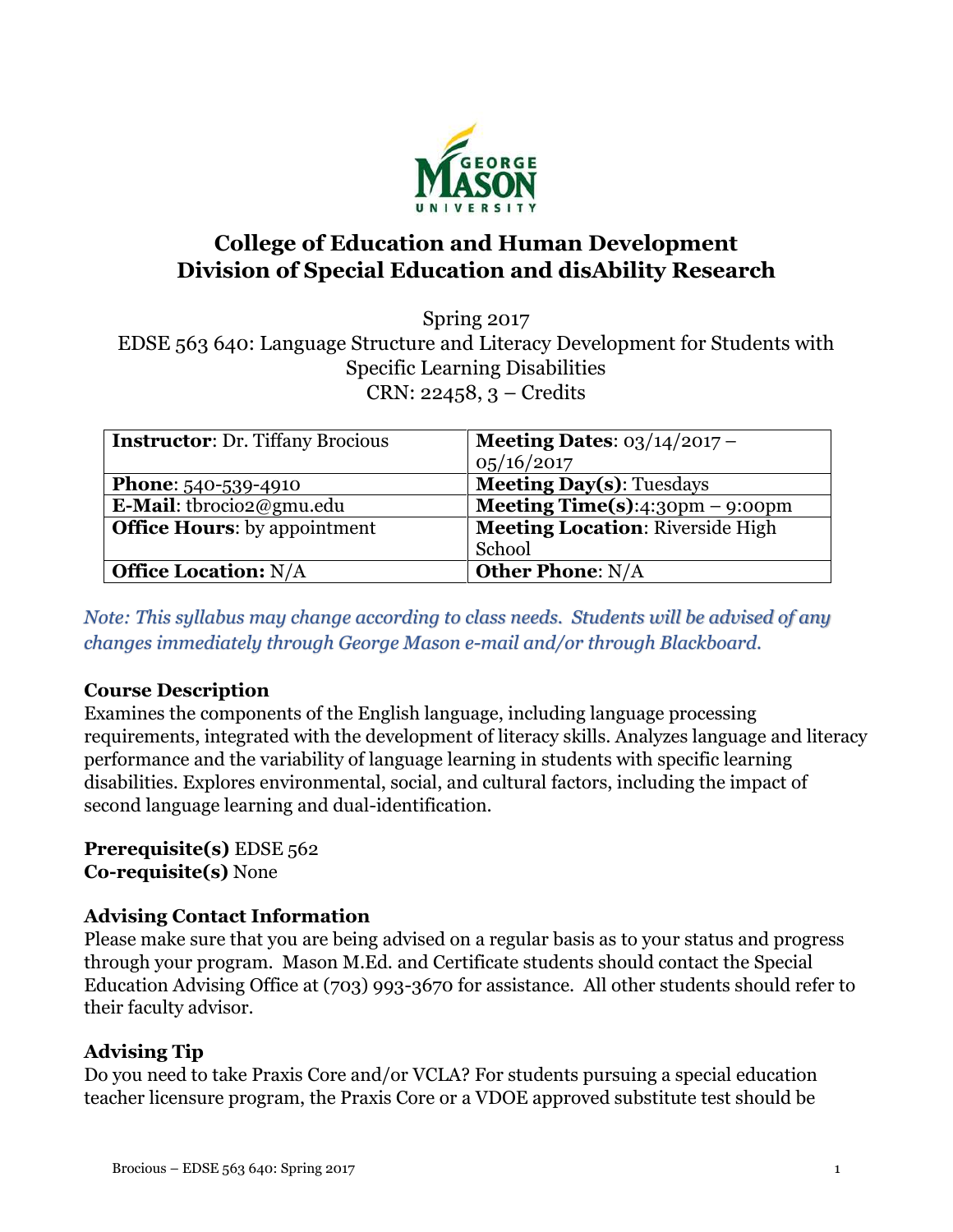# College of Education and Human Development
# Division of Special Education and disAbility Research

Spring 2017
EDSE 563 640: Language Structure and Literacy Development for Students with Specific Learning Disabilities
CRN: 22458, 3 – Credits

| | |
|---|---|
| **Instructor**: Dr. Tiffany Brocious | **Meeting Dates**: 03/14/2017 – 05/16/2017 |
| **Phone**: 540-539-4910 | **Meeting Day(s)**: Tuesdays |
| **E-Mail**: tbrocio2@gmu.edu | **Meeting Time(s)**:4:30pm – 9:00pm |
| **Office Hours**: by appointment | **Meeting Location**: Riverside High School |
| **Office Location:** N/A | **Other Phone**: N/A |

*Note: This syllabus may change according to class needs. Students will be advised of any changes immediately through George Mason e-mail and/or through Blackboard.*

### Course Description

Examines the components of the English language, including language processing requirements, integrated with the development of literacy skills. Analyzes language and literacy performance and the variability of language learning in students with specific learning disabilities. Explores environmental, social, and cultural factors, including the impact of second language learning and dual-identification.

**Prerequisite(s)** EDSE 562
**Co-requisite(s)** None

### Advising Contact Information

Please make sure that you are being advised on a regular basis as to your status and progress through your program. Mason M.Ed. and Certificate students should contact the Special Education Advising Office at (703) 993-3670 for assistance. All other students should refer to their faculty advisor.

### Advising Tip

Do you need to take Praxis Core and/or VCLA? For students pursuing a special education teacher licensure program, the Praxis Core or a VDOE approved substitute test should be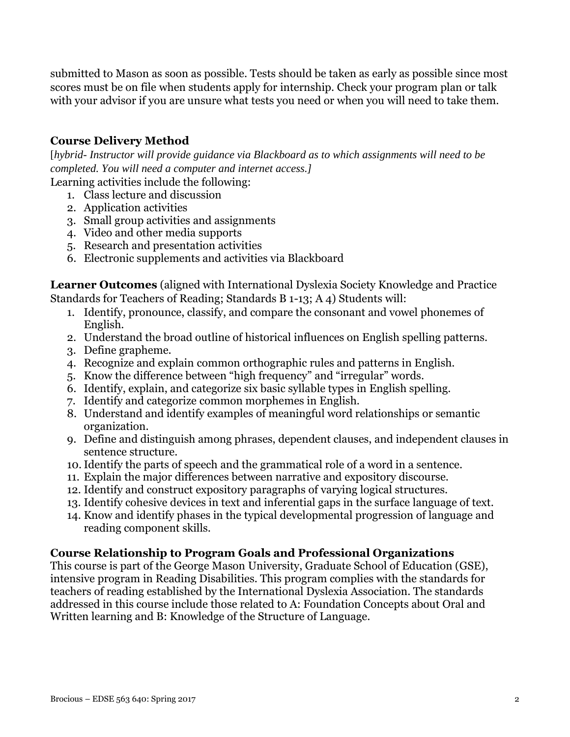submitted to Mason as soon as possible. Tests should be taken as early as possible since most scores must be on file when students apply for internship. Check your program plan or talk with your advisor if you are unsure what tests you need or when you will need to take them.

### Course Delivery Method

[*hybrid- Instructor will provide guidance via Blackboard as to which assignments will need to be completed. You will need a computer and internet access.]*

Learning activities include the following:

1. Class lecture and discussion
2. Application activities
3. Small group activities and assignments
4. Video and other media supports
5. Research and presentation activities
6. Electronic supplements and activities via Blackboard

**Learner Outcomes** (aligned with International Dyslexia Society Knowledge and Practice Standards for Teachers of Reading; Standards B 1-13; A 4) Students will:

1. Identify, pronounce, classify, and compare the consonant and vowel phonemes of English.
2. Understand the broad outline of historical influences on English spelling patterns.
3. Define grapheme.
4. Recognize and explain common orthographic rules and patterns in English.
5. Know the difference between "high frequency" and "irregular" words.
6. Identify, explain, and categorize six basic syllable types in English spelling.
7. Identify and categorize common morphemes in English.
8. Understand and identify examples of meaningful word relationships or semantic organization.
9. Define and distinguish among phrases, dependent clauses, and independent clauses in sentence structure.
10. Identify the parts of speech and the grammatical role of a word in a sentence.
11. Explain the major differences between narrative and expository discourse.
12. Identify and construct expository paragraphs of varying logical structures.
13. Identify cohesive devices in text and inferential gaps in the surface language of text.
14. Know and identify phases in the typical developmental progression of language and reading component skills.

### Course Relationship to Program Goals and Professional Organizations

This course is part of the George Mason University, Graduate School of Education (GSE), intensive program in Reading Disabilities. This program complies with the standards for teachers of reading established by the International Dyslexia Association. The standards addressed in this course include those related to A: Foundation Concepts about Oral and Written learning and B: Knowledge of the Structure of Language.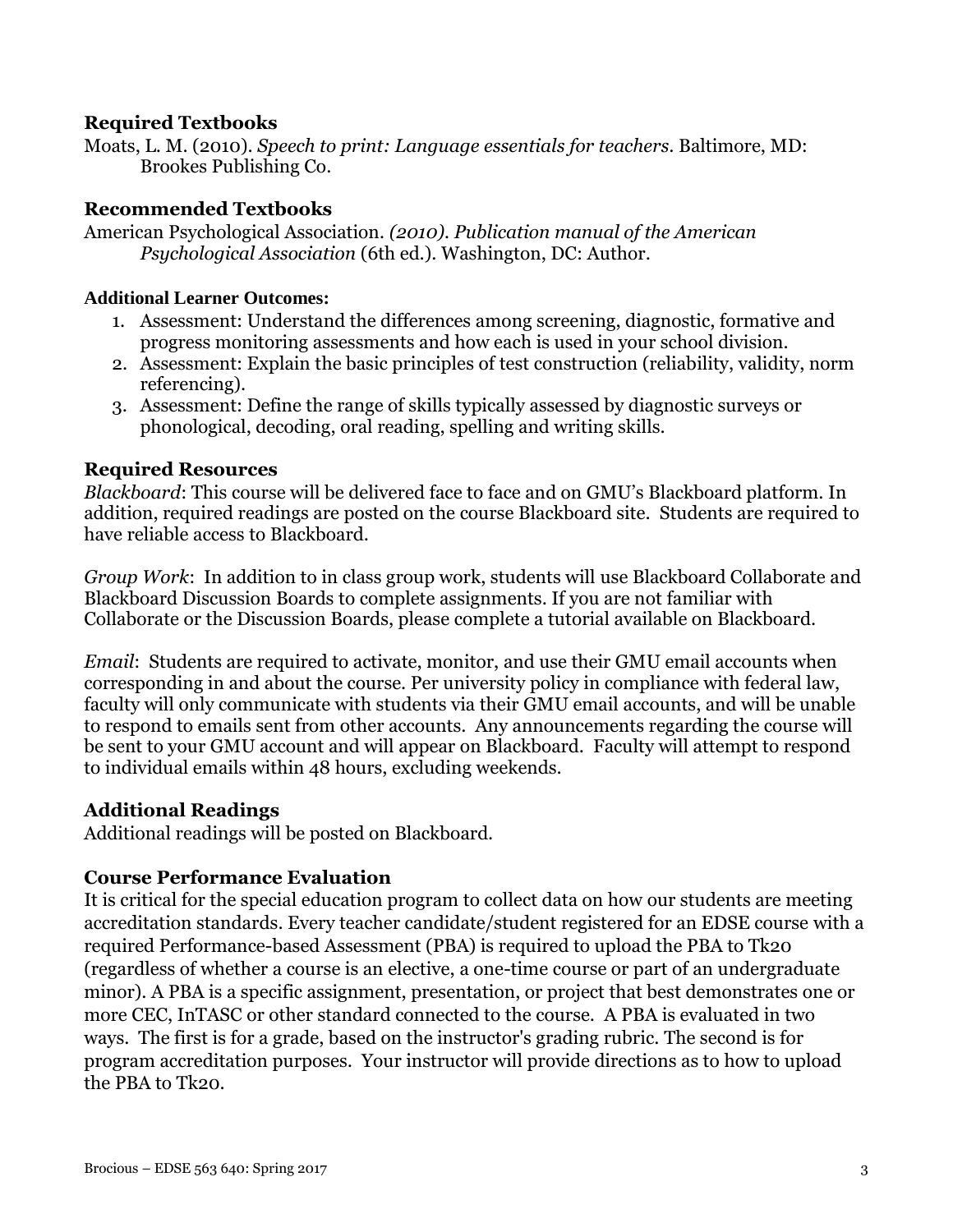### Required Textbooks

Moats, L. M. (2010). *Speech to print: Language essentials for teachers*. Baltimore, MD: Brookes Publishing Co.

### Recommended Textbooks

American Psychological Association. *(2010). Publication manual of the American Psychological Association* (6th ed.). Washington, DC: Author.

**Additional Learner Outcomes:**

1. Assessment: Understand the differences among screening, diagnostic, formative and progress monitoring assessments and how each is used in your school division.
2. Assessment: Explain the basic principles of test construction (reliability, validity, norm referencing).
3. Assessment: Define the range of skills typically assessed by diagnostic surveys or phonological, decoding, oral reading, spelling and writing skills.

### Required Resources

*Blackboard*: This course will be delivered face to face and on GMU's Blackboard platform. In addition, required readings are posted on the course Blackboard site. Students are required to have reliable access to Blackboard.

*Group Work*: In addition to in class group work, students will use Blackboard Collaborate and Blackboard Discussion Boards to complete assignments. If you are not familiar with Collaborate or the Discussion Boards, please complete a tutorial available on Blackboard.

*Email*: Students are required to activate, monitor, and use their GMU email accounts when corresponding in and about the course. Per university policy in compliance with federal law, faculty will only communicate with students via their GMU email accounts, and will be unable to respond to emails sent from other accounts. Any announcements regarding the course will be sent to your GMU account and will appear on Blackboard. Faculty will attempt to respond to individual emails within 48 hours, excluding weekends.

### Additional Readings

Additional readings will be posted on Blackboard.

### Course Performance Evaluation

It is critical for the special education program to collect data on how our students are meeting accreditation standards. Every teacher candidate/student registered for an EDSE course with a required Performance-based Assessment (PBA) is required to upload the PBA to Tk20 (regardless of whether a course is an elective, a one-time course or part of an undergraduate minor). A PBA is a specific assignment, presentation, or project that best demonstrates one or more CEC, InTASC or other standard connected to the course. A PBA is evaluated in two ways. The first is for a grade, based on the instructor's grading rubric. The second is for program accreditation purposes. Your instructor will provide directions as to how to upload the PBA to Tk20.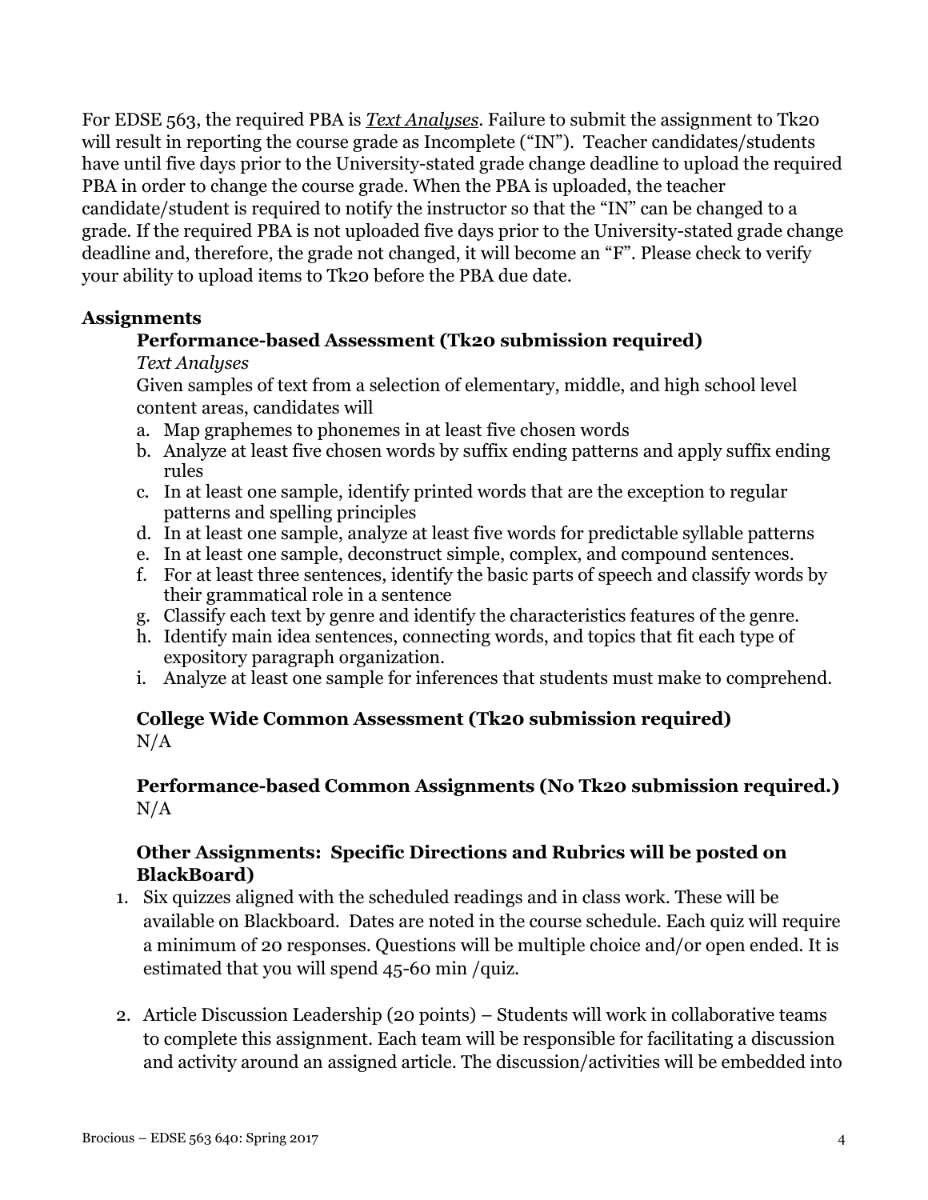For EDSE 563, the required PBA is *Text Analyses*. Failure to submit the assignment to Tk20 will result in reporting the course grade as Incomplete ("IN"). Teacher candidates/students have until five days prior to the University-stated grade change deadline to upload the required PBA in order to change the course grade. When the PBA is uploaded, the teacher candidate/student is required to notify the instructor so that the "IN" can be changed to a grade. If the required PBA is not uploaded five days prior to the University-stated grade change deadline and, therefore, the grade not changed, it will become an "F". Please check to verify your ability to upload items to Tk20 before the PBA due date.

## Assignments

### Performance-based Assessment (Tk20 submission required)

*Text Analyses*

Given samples of text from a selection of elementary, middle, and high school level content areas, candidates will

a. Map graphemes to phonemes in at least five chosen words
b. Analyze at least five chosen words by suffix ending patterns and apply suffix ending rules
c. In at least one sample, identify printed words that are the exception to regular patterns and spelling principles
d. In at least one sample, analyze at least five words for predictable syllable patterns
e. In at least one sample, deconstruct simple, complex, and compound sentences.
f. For at least three sentences, identify the basic parts of speech and classify words by their grammatical role in a sentence
g. Classify each text by genre and identify the characteristics features of the genre.
h. Identify main idea sentences, connecting words, and topics that fit each type of expository paragraph organization.
i. Analyze at least one sample for inferences that students must make to comprehend.

### College Wide Common Assessment (Tk20 submission required)

N/A

### Performance-based Common Assignments (No Tk20 submission required.)

N/A

### Other Assignments: Specific Directions and Rubrics will be posted on BlackBoard)

1. Six quizzes aligned with the scheduled readings and in class work. These will be available on Blackboard. Dates are noted in the course schedule. Each quiz will require a minimum of 20 responses. Questions will be multiple choice and/or open ended. It is estimated that you will spend 45-60 min /quiz.

2. Article Discussion Leadership (20 points) – Students will work in collaborative teams to complete this assignment. Each team will be responsible for facilitating a discussion and activity around an assigned article. The discussion/activities will be embedded into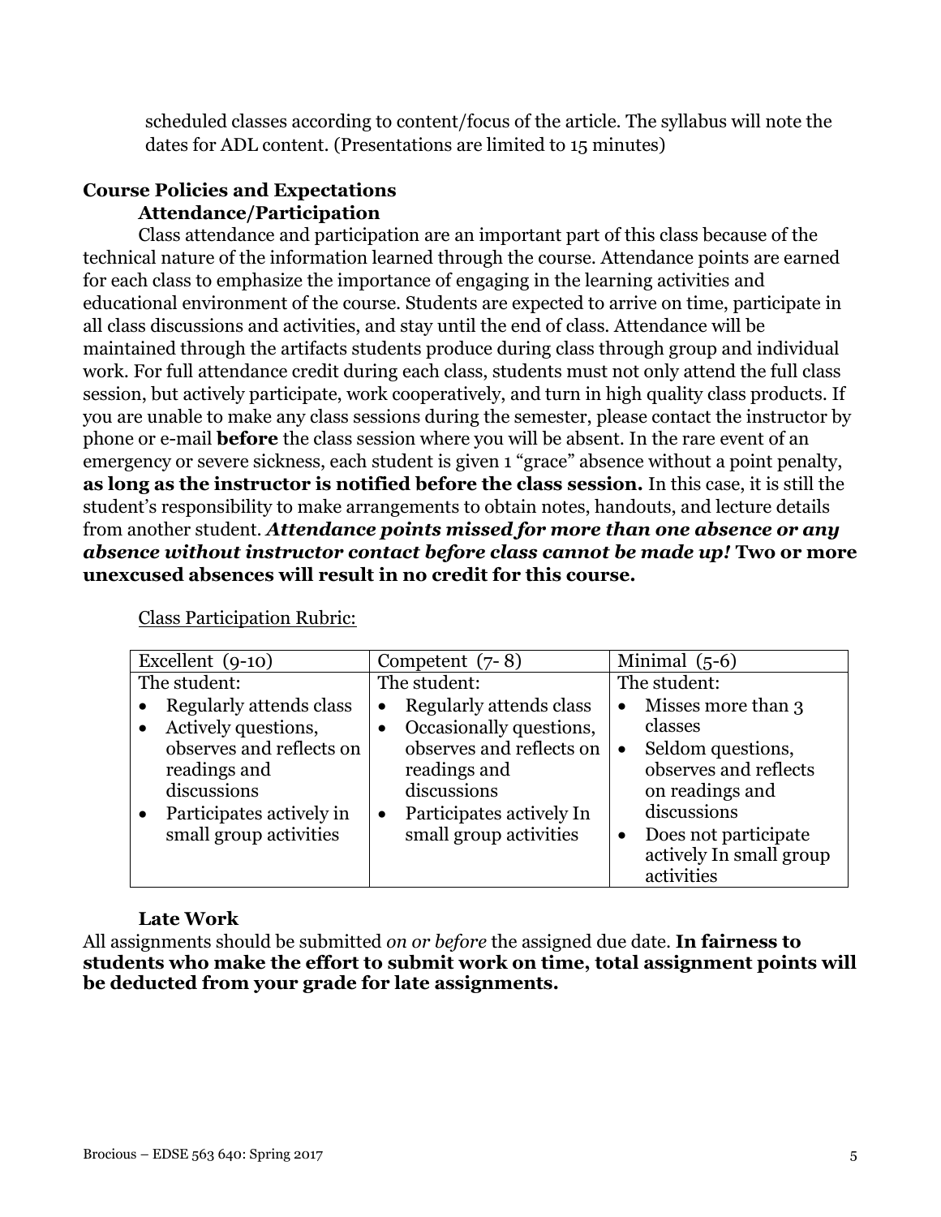scheduled classes according to content/focus of the article. The syllabus will note the dates for ADL content. (Presentations are limited to 15 minutes)

## Course Policies and Expectations

### Attendance/Participation

Class attendance and participation are an important part of this class because of the technical nature of the information learned through the course. Attendance points are earned for each class to emphasize the importance of engaging in the learning activities and educational environment of the course. Students are expected to arrive on time, participate in all class discussions and activities, and stay until the end of class. Attendance will be maintained through the artifacts students produce during class through group and individual work. For full attendance credit during each class, students must not only attend the full class session, but actively participate, work cooperatively, and turn in high quality class products. If you are unable to make any class sessions during the semester, please contact the instructor by phone or e-mail **before** the class session where you will be absent. In the rare event of an emergency or severe sickness, each student is given 1 "grace" absence without a point penalty, **as long as the instructor is notified before the class session.** In this case, it is still the student's responsibility to make arrangements to obtain notes, handouts, and lecture details from another student. ***Attendance points missed for more than one absence or any absence without instructor contact before class cannot be made up!*** **Two or more unexcused absences will result in no credit for this course.**

Class Participation Rubric:

| Excellent (9-10) | Competent (7- 8) | Minimal (5-6) |
|---|---|---|
| The student:<br>• Regularly attends class<br>• Actively questions, observes and reflects on readings and discussions<br>• Participates actively in small group activities | The student:<br>• Regularly attends class<br>• Occasionally questions, observes and reflects on readings and discussions<br>• Participates actively In small group activities | The student:<br>• Misses more than 3 classes<br>• Seldom questions, observes and reflects on readings and discussions<br>• Does not participate actively In small group activities |

### Late Work

All assignments should be submitted *on or before* the assigned due date. **In fairness to students who make the effort to submit work on time, total assignment points will be deducted from your grade for late assignments.**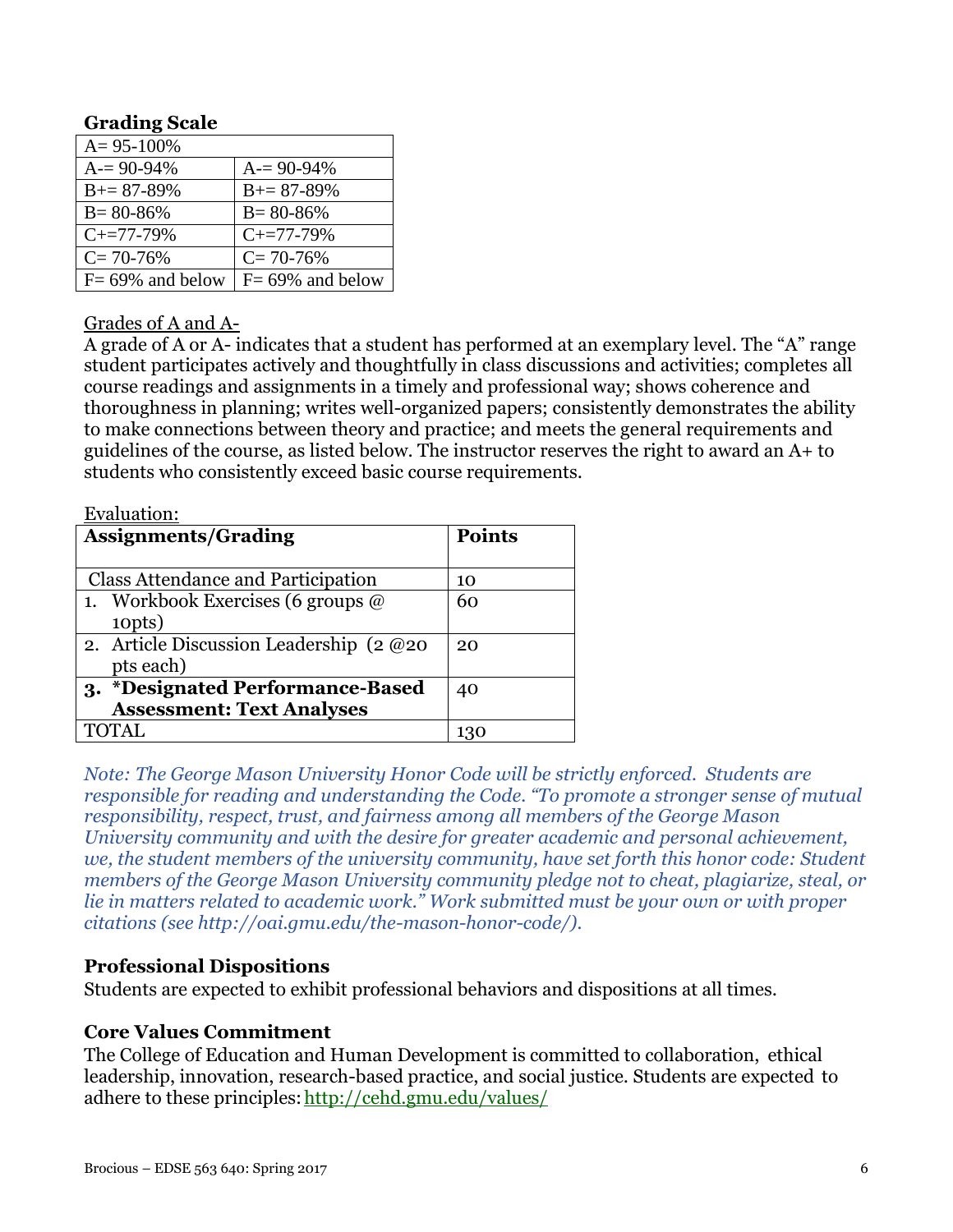**Grading Scale**

| | |
|---|---|
| A= 95-100% | |
| A-= 90-94% | A-= 90-94% |
| B+= 87-89% | B+= 87-89% |
| B= 80-86% | B= 80-86% |
| C+=77-79% | C+=77-79% |
| C= 70-76% | C= 70-76% |
| F= 69% and below | F= 69% and below |

Grades of A and A-

A grade of A or A- indicates that a student has performed at an exemplary level. The "A" range student participates actively and thoughtfully in class discussions and activities; completes all course readings and assignments in a timely and professional way; shows coherence and thoroughness in planning; writes well-organized papers; consistently demonstrates the ability to make connections between theory and practice; and meets the general requirements and guidelines of the course, as listed below. The instructor reserves the right to award an A+ to students who consistently exceed basic course requirements.

Evaluation:

| **Assignments/Grading** | **Points** |
|---|---|
| Class Attendance and Participation | 10 |
| 1. Workbook Exercises (6 groups @ 10pts) | 60 |
| 2. Article Discussion Leadership (2 @20 pts each) | 20 |
| **3. *Designated Performance-Based Assessment: Text Analyses** | 40 |
| TOTAL | 130 |

*Note: The George Mason University Honor Code will be strictly enforced. Students are responsible for reading and understanding the Code. "To promote a stronger sense of mutual responsibility, respect, trust, and fairness among all members of the George Mason University community and with the desire for greater academic and personal achievement, we, the student members of the university community, have set forth this honor code: Student members of the George Mason University community pledge not to cheat, plagiarize, steal, or lie in matters related to academic work." Work submitted must be your own or with proper citations (see http://oai.gmu.edu/the-mason-honor-code/).*

### Professional Dispositions

Students are expected to exhibit professional behaviors and dispositions at all times.

### Core Values Commitment

The College of Education and Human Development is committed to collaboration, ethical leadership, innovation, research-based practice, and social justice. Students are expected to adhere to these principles: http://cehd.gmu.edu/values/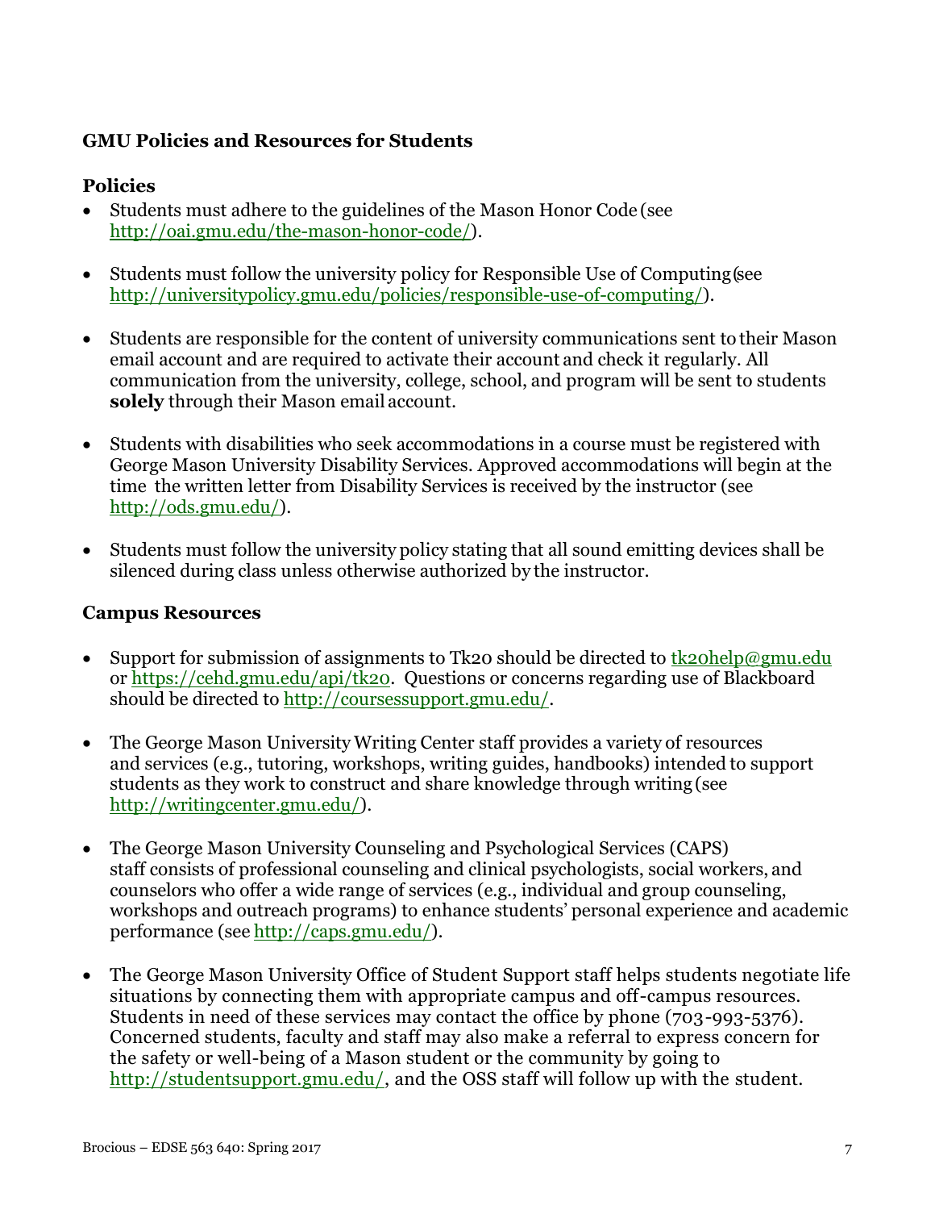**GMU Policies and Resources for Students**

**Policies**

- Students must adhere to the guidelines of the Mason Honor Code (see http://oai.gmu.edu/the-mason-honor-code/).

- Students must follow the university policy for Responsible Use of Computing (see http://universitypolicy.gmu.edu/policies/responsible-use-of-computing/).

- Students are responsible for the content of university communications sent to their Mason email account and are required to activate their account and check it regularly. All communication from the university, college, school, and program will be sent to students **solely** through their Mason email account.

- Students with disabilities who seek accommodations in a course must be registered with George Mason University Disability Services. Approved accommodations will begin at the time the written letter from Disability Services is received by the instructor (see http://ods.gmu.edu/).

- Students must follow the university policy stating that all sound emitting devices shall be silenced during class unless otherwise authorized by the instructor.

**Campus Resources**

- Support for submission of assignments to Tk20 should be directed to tk20help@gmu.edu or https://cehd.gmu.edu/api/tk20. Questions or concerns regarding use of Blackboard should be directed to http://coursessupport.gmu.edu/.

- The George Mason University Writing Center staff provides a variety of resources and services (e.g., tutoring, workshops, writing guides, handbooks) intended to support students as they work to construct and share knowledge through writing (see http://writingcenter.gmu.edu/).

- The George Mason University Counseling and Psychological Services (CAPS) staff consists of professional counseling and clinical psychologists, social workers, and counselors who offer a wide range of services (e.g., individual and group counseling, workshops and outreach programs) to enhance students' personal experience and academic performance (see http://caps.gmu.edu/).

- The George Mason University Office of Student Support staff helps students negotiate life situations by connecting them with appropriate campus and off-campus resources. Students in need of these services may contact the office by phone (703-993-5376). Concerned students, faculty and staff may also make a referral to express concern for the safety or well-being of a Mason student or the community by going to http://studentsupport.gmu.edu/, and the OSS staff will follow up with the student.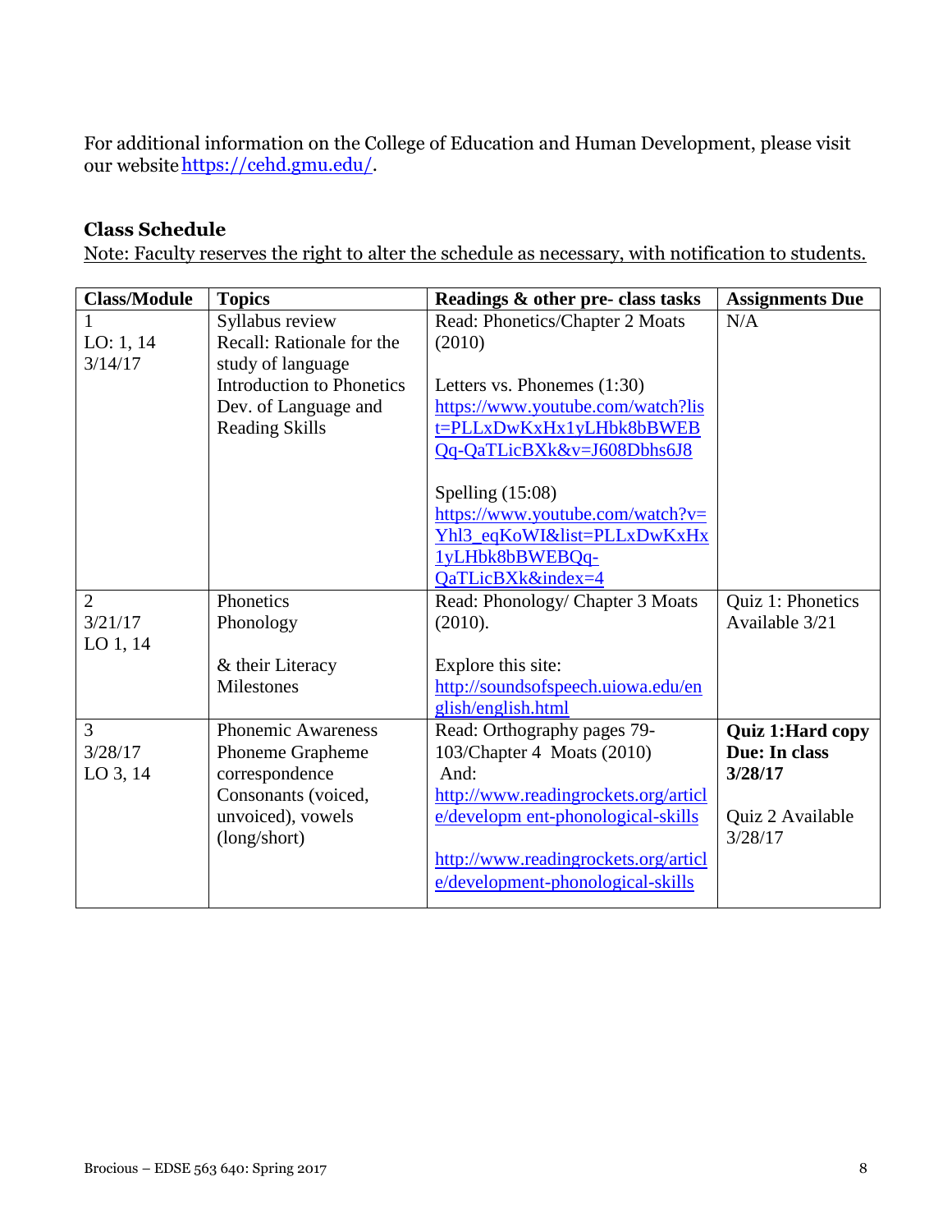For additional information on the College of Education and Human Development, please visit our website https://cehd.gmu.edu/.

### Class Schedule

Note: Faculty reserves the right to alter the schedule as necessary, with notification to students.

| Class/Module | Topics | Readings & other pre- class tasks | Assignments Due |
|---|---|---|---|
| 1<br>LO: 1, 14<br>3/14/17 | Syllabus review<br>Recall: Rationale for the study of language<br>Introduction to Phonetics<br>Dev. of Language and Reading Skills | Read: Phonetics/Chapter 2 Moats (2010)<br><br>Letters vs. Phonemes (1:30)<br>https://www.youtube.com/watch?list=PLLxDwKxHx1yLHbk8bBWEBQq-QaTLicBXk&v=J608Dbhs6J8<br><br>Spelling (15:08)<br>https://www.youtube.com/watch?v=Yhl3_eqKoWI&list=PLLxDwKxHx1yLHbk8bBWEBQq-QaTLicBXk&index=4 | N/A |
| 2<br>3/21/17<br>LO 1, 14 | Phonetics<br>Phonology<br><br>& their Literacy Milestones | Read: Phonology/ Chapter 3 Moats (2010).<br><br>Explore this site:<br>http://soundsofspeech.uiowa.edu/english/english.html | Quiz 1: Phonetics Available 3/21 |
| 3<br>3/28/17<br>LO 3, 14 | Phonemic Awareness<br>Phoneme Grapheme correspondence<br>Consonants (voiced, unvoiced), vowels (long/short) | Read: Orthography pages 79-103/Chapter 4 Moats (2010)<br>And:<br>http://www.readingrockets.org/article/developm ent-phonological-skills<br><br>http://www.readingrockets.org/article/development-phonological-skills | **Quiz 1:Hard copy Due: In class 3/28/17**<br><br>Quiz 2 Available 3/28/17 |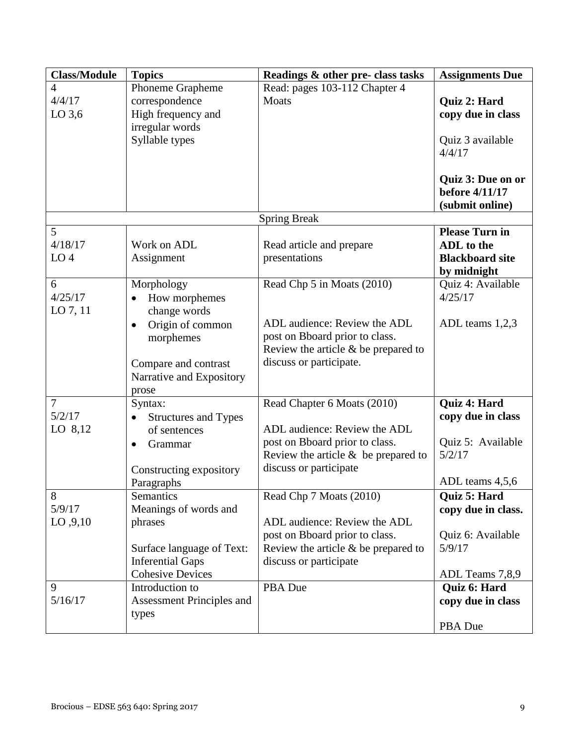| Class/Module | Topics | Readings & other pre- class tasks | Assignments Due |
|---|---|---|---|
| 4<br>4/4/17<br>LO 3,6 | Phoneme Grapheme correspondence<br>High frequency and irregular words<br>Syllable types | Read: pages 103-112 Chapter 4 Moats | **Quiz 2: Hard copy due in class**<br><br>Quiz 3 available 4/4/17<br><br>**Quiz 3: Due on or before 4/11/17 (submit online)** |
| | | Spring Break | |
| 5<br>4/18/17<br>LO 4 | Work on ADL Assignment | Read article and prepare presentations | **Please Turn in ADL to the Blackboard site by midnight** |
| 6<br>4/25/17<br>LO 7, 11 | Morphology<br>• How morphemes change words<br>• Origin of common morphemes<br><br>Compare and contrast Narrative and Expository prose | Read Chp 5 in Moats (2010)<br><br>ADL audience: Review the ADL post on Bboard prior to class. Review the article & be prepared to discuss or participate. | Quiz 4: Available 4/25/17<br><br>ADL teams 1,2,3 |
| 7<br>5/2/17<br>LO 8,12 | Syntax:<br>• Structures and Types of sentences<br>• Grammar<br><br>Constructing expository Paragraphs | Read Chapter 6 Moats (2010)<br><br>ADL audience: Review the ADL post on Bboard prior to class. Review the article & be prepared to discuss or participate | **Quiz 4: Hard copy due in class**<br><br>Quiz 5: Available 5/2/17<br><br>ADL teams 4,5,6 |
| 8<br>5/9/17<br>LO ,9,10 | Semantics<br>Meanings of words and phrases<br><br>Surface language of Text: Inferential Gaps<br>Cohesive Devices | Read Chp 7 Moats (2010)<br><br>ADL audience: Review the ADL post on Bboard prior to class. Review the article & be prepared to discuss or participate | **Quiz 5: Hard copy due in class.**<br><br>Quiz 6: Available 5/9/17<br><br>ADL Teams 7,8,9 |
| 9<br>5/16/17 | Introduction to Assessment Principles and types | PBA Due | **Quiz 6: Hard copy due in class**<br><br>PBA Due |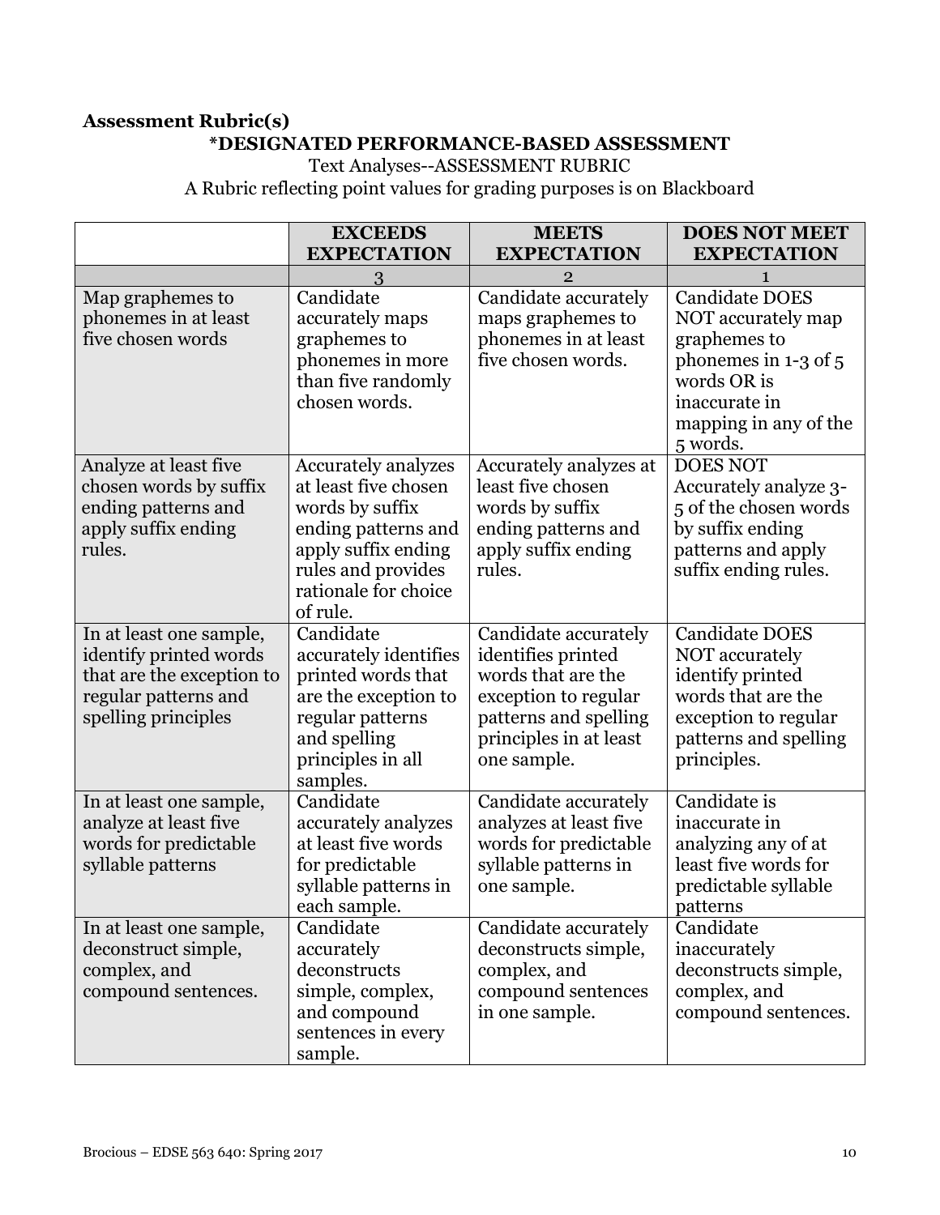**Assessment Rubric(s)**

**\*DESIGNATED PERFORMANCE-BASED ASSESSMENT**

Text Analyses--ASSESSMENT RUBRIC

A Rubric reflecting point values for grading purposes is on Blackboard

| | **EXCEEDS EXPECTATION** | **MEETS EXPECTATION** | **DOES NOT MEET EXPECTATION** |
|---|---|---|---|
| | 3 | 2 | 1 |
| Map graphemes to phonemes in at least five chosen words | Candidate accurately maps graphemes to phonemes in more than five randomly chosen words. | Candidate accurately maps graphemes to phonemes in at least five chosen words. | Candidate DOES NOT accurately map graphemes to phonemes in 1-3 of 5 words OR is inaccurate in mapping in any of the 5 words. |
| Analyze at least five chosen words by suffix ending patterns and apply suffix ending rules. | Accurately analyzes at least five chosen words by suffix ending patterns and apply suffix ending rules and provides rationale for choice of rule. | Accurately analyzes at least five chosen words by suffix ending patterns and apply suffix ending rules. | DOES NOT Accurately analyze 3-5 of the chosen words by suffix ending patterns and apply suffix ending rules. |
| In at least one sample, identify printed words that are the exception to regular patterns and spelling principles | Candidate accurately identifies printed words that are the exception to regular patterns and spelling principles in all samples. | Candidate accurately identifies printed words that are the exception to regular patterns and spelling principles in at least one sample. | Candidate DOES NOT accurately identify printed words that are the exception to regular patterns and spelling principles. |
| In at least one sample, analyze at least five words for predictable syllable patterns | Candidate accurately analyzes at least five words for predictable syllable patterns in each sample. | Candidate accurately analyzes at least five words for predictable syllable patterns in one sample. | Candidate is inaccurate in analyzing any of at least five words for predictable syllable patterns |
| In at least one sample, deconstruct simple, complex, and compound sentences. | Candidate accurately deconstructs simple, complex, and compound sentences in every sample. | Candidate accurately deconstructs simple, complex, and compound sentences in one sample. | Candidate inaccurately deconstructs simple, complex, and compound sentences. |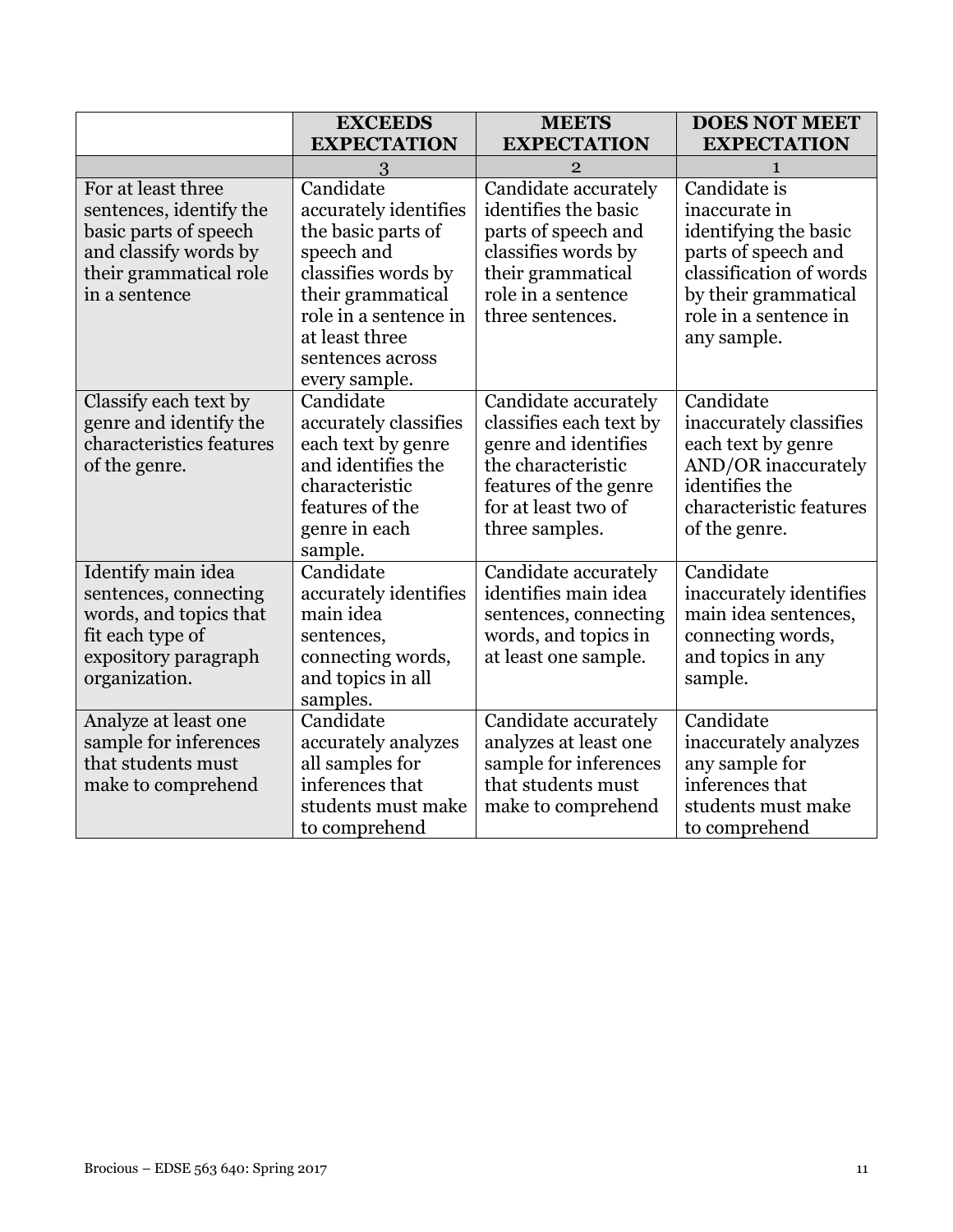| | **EXCEEDS EXPECTATION** | **MEETS EXPECTATION** | **DOES NOT MEET EXPECTATION** |
|---|---|---|---|
| | 3 | 2 | 1 |
| For at least three sentences, identify the basic parts of speech and classify words by their grammatical role in a sentence | Candidate accurately identifies the basic parts of speech and classifies words by their grammatical role in a sentence in at least three sentences across every sample. | Candidate accurately identifies the basic parts of speech and classifies words by their grammatical role in a sentence three sentences. | Candidate is inaccurate in identifying the basic parts of speech and classification of words by their grammatical role in a sentence in any sample. |
| Classify each text by genre and identify the characteristics features of the genre. | Candidate accurately classifies each text by genre and identifies the characteristic features of the genre in each sample. | Candidate accurately classifies each text by genre and identifies the characteristic features of the genre for at least two of three samples. | Candidate inaccurately classifies each text by genre AND/OR inaccurately identifies the characteristic features of the genre. |
| Identify main idea sentences, connecting words, and topics that fit each type of expository paragraph organization. | Candidate accurately identifies main idea sentences, connecting words, and topics in all samples. | Candidate accurately identifies main idea sentences, connecting words, and topics in at least one sample. | Candidate inaccurately identifies main idea sentences, connecting words, and topics in any sample. |
| Analyze at least one sample for inferences that students must make to comprehend | Candidate accurately analyzes all samples for inferences that students must make to comprehend | Candidate accurately analyzes at least one sample for inferences that students must make to comprehend | Candidate inaccurately analyzes any sample for inferences that students must make to comprehend |